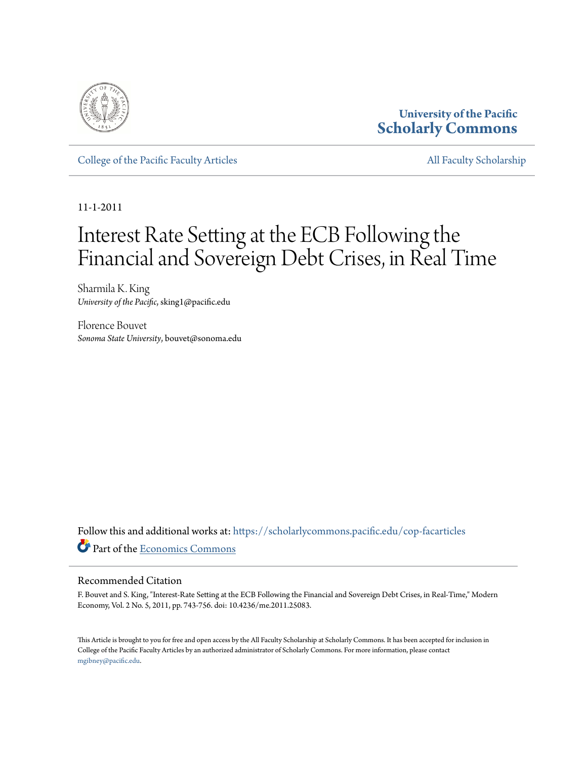University of the Pacific
**Scholarly Commons**

College of the Pacific Faculty Articles | All Faculty Scholarship

11-1-2011

# Interest Rate Setting at the ECB Following the Financial and Sovereign Debt Crises, in Real Time

Sharmila K. King
*University of the Pacific*, sking1@pacific.edu

Florence Bouvet
*Sonoma State University*, bouvet@sonoma.edu

Follow this and additional works at: https://scholarlycommons.pacific.edu/cop-facarticles

Part of the Economics Commons

## Recommended Citation

F. Bouvet and S. King, "Interest-Rate Setting at the ECB Following the Financial and Sovereign Debt Crises, in Real-Time," Modern Economy, Vol. 2 No. 5, 2011, pp. 743-756. doi: 10.4236/me.2011.25083.

This Article is brought to you for free and open access by the All Faculty Scholarship at Scholarly Commons. It has been accepted for inclusion in College of the Pacific Faculty Articles by an authorized administrator of Scholarly Commons. For more information, please contact mgibney@pacific.edu.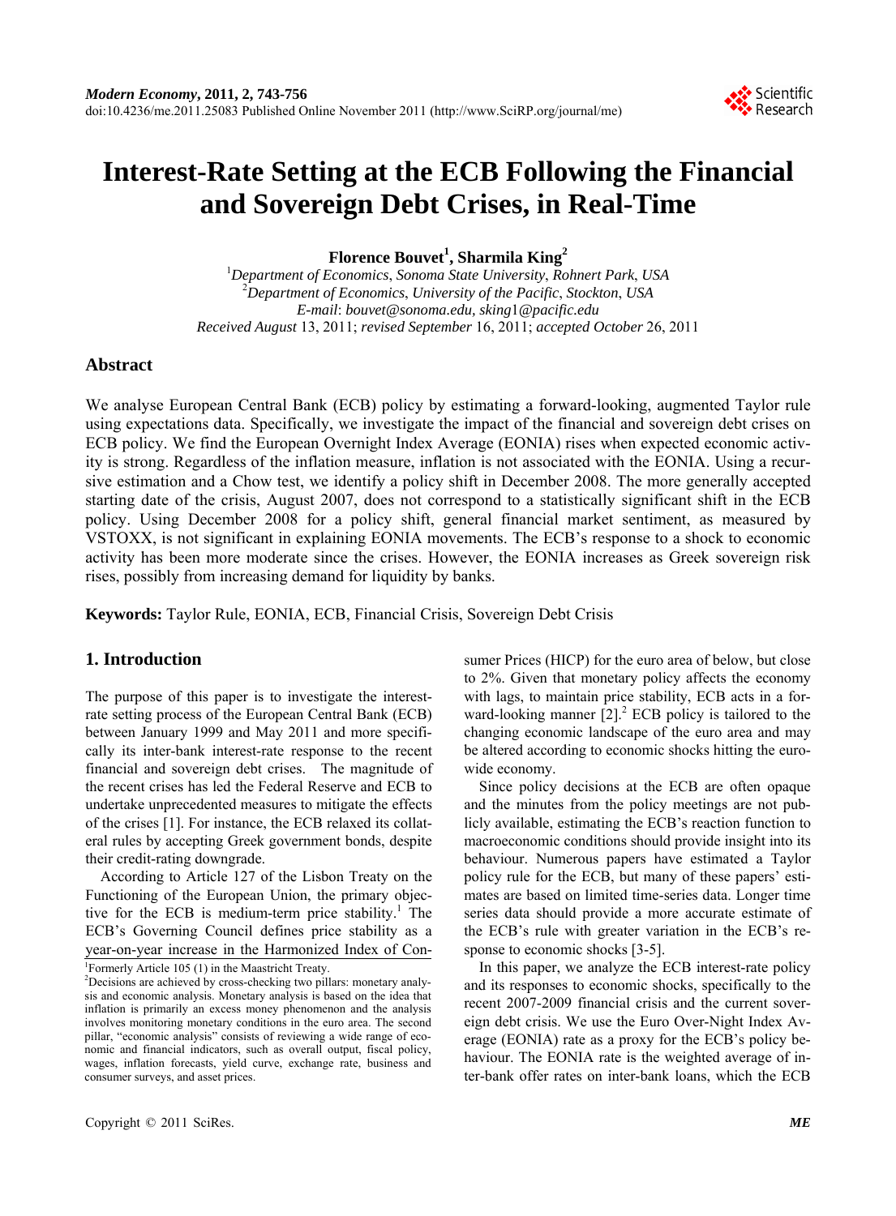# Interest-Rate Setting at the ECB Following the Financial and Sovereign Debt Crises, in Real-Time

**Florence Bouvet**[1], **Sharmila King**[2]

[1]*Department of Economics*, *Sonoma State University*, *Rohnert Park*, *USA*
[2]*Department of Economics*, *University of the Pacific*, *Stockton*, *USA*
*E-mail*: *bouvet@sonoma.edu, sking1@pacific.edu*
*Received August* 13, 2011; *revised September* 16, 2011; *accepted October* 26, 2011

## Abstract

We analyse European Central Bank (ECB) policy by estimating a forward-looking, augmented Taylor rule using expectations data. Specifically, we investigate the impact of the financial and sovereign debt crises on ECB policy. We find the European Overnight Index Average (EONIA) rises when expected economic activity is strong. Regardless of the inflation measure, inflation is not associated with the EONIA. Using a recursive estimation and a Chow test, we identify a policy shift in December 2008. The more generally accepted starting date of the crisis, August 2007, does not correspond to a statistically significant shift in the ECB policy. Using December 2008 for a policy shift, general financial market sentiment, as measured by VSTOXX, is not significant in explaining EONIA movements. The ECB's response to a shock to economic activity has been more moderate since the crises. However, the EONIA increases as Greek sovereign risk rises, possibly from increasing demand for liquidity by banks.

**Keywords:** Taylor Rule, EONIA, ECB, Financial Crisis, Sovereign Debt Crisis

## 1. Introduction

The purpose of this paper is to investigate the interest-rate setting process of the European Central Bank (ECB) between January 1999 and May 2011 and more specifically its inter-bank interest-rate response to the recent financial and sovereign debt crises. The magnitude of the recent crises has led the Federal Reserve and ECB to undertake unprecedented measures to mitigate the effects of the crises [1]. For instance, the ECB relaxed its collateral rules by accepting Greek government bonds, despite their credit-rating downgrade.

According to Article 127 of the Lisbon Treaty on the Functioning of the European Union, the primary objective for the ECB is medium-term price stability.[1] The ECB's Governing Council defines price stability as a year-on-year increase in the Harmonized Index of Consumer Prices (HICP) for the euro area of below, but close to 2%. Given that monetary policy affects the economy with lags, to maintain price stability, ECB acts in a forward-looking manner [2].[2] ECB policy is tailored to the changing economic landscape of the euro area and may be altered according to economic shocks hitting the euro-wide economy.

Since policy decisions at the ECB are often opaque and the minutes from the policy meetings are not publicly available, estimating the ECB's reaction function to macroeconomic conditions should provide insight into its behaviour. Numerous papers have estimated a Taylor policy rule for the ECB, but many of these papers' estimates are based on limited time-series data. Longer time series data should provide a more accurate estimate of the ECB's rule with greater variation in the ECB's response to economic shocks [3-5].

In this paper, we analyze the ECB interest-rate policy and its responses to economic shocks, specifically to the recent 2007-2009 financial crisis and the current sovereign debt crisis. We use the Euro Over-Night Index Average (EONIA) rate as a proxy for the ECB's policy behaviour. The EONIA rate is the weighted average of inter-bank offer rates on inter-bank loans, which the ECB

[1]Formerly Article 105 (1) in the Maastricht Treaty.
[2]Decisions are achieved by cross-checking two pillars: monetary analysis and economic analysis. Monetary analysis is based on the idea that inflation is primarily an excess money phenomenon and the analysis involves monitoring monetary conditions in the euro area. The second pillar, "economic analysis" consists of reviewing a wide range of economic and financial indicators, such as overall output, fiscal policy, wages, inflation forecasts, yield curve, exchange rate, business and consumer surveys, and asset prices.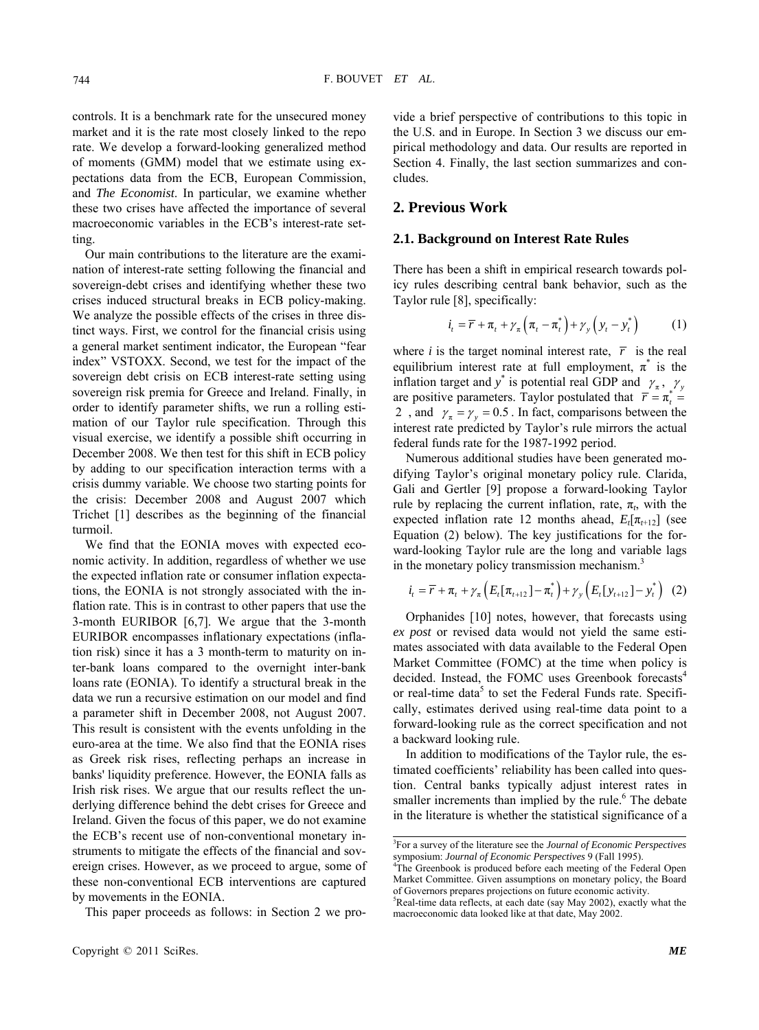controls. It is a benchmark rate for the unsecured money market and it is the rate most closely linked to the repo rate. We develop a forward-looking generalized method of moments (GMM) model that we estimate using expectations data from the ECB, European Commission, and *The Economist*. In particular, we examine whether these two crises have affected the importance of several macroeconomic variables in the ECB's interest-rate setting.

Our main contributions to the literature are the examination of interest-rate setting following the financial and sovereign-debt crises and identifying whether these two crises induced structural breaks in ECB policy-making. We analyze the possible effects of the crises in three distinct ways. First, we control for the financial crisis using a general market sentiment indicator, the European "fear index" VSTOXX. Second, we test for the impact of the sovereign debt crisis on ECB interest-rate setting using sovereign risk premia for Greece and Ireland. Finally, in order to identify parameter shifts, we run a rolling estimation of our Taylor rule specification. Through this visual exercise, we identify a possible shift occurring in December 2008. We then test for this shift in ECB policy by adding to our specification interaction terms with a crisis dummy variable. We choose two starting points for the crisis: December 2008 and August 2007 which Trichet [1] describes as the beginning of the financial turmoil.

We find that the EONIA moves with expected economic activity. In addition, regardless of whether we use the expected inflation rate or consumer inflation expectations, the EONIA is not strongly associated with the inflation rate. This is in contrast to other papers that use the 3-month EURIBOR [6,7]. We argue that the 3-month EURIBOR encompasses inflationary expectations (inflation risk) since it has a 3 month-term to maturity on inter-bank loans compared to the overnight inter-bank loans rate (EONIA). To identify a structural break in the data we run a recursive estimation on our model and find a parameter shift in December 2008, not August 2007. This result is consistent with the events unfolding in the euro-area at the time. We also find that the EONIA rises as Greek risk rises, reflecting perhaps an increase in banks' liquidity preference. However, the EONIA falls as Irish risk rises. We argue that our results reflect the underlying difference behind the debt crises for Greece and Ireland. Given the focus of this paper, we do not examine the ECB's recent use of non-conventional monetary instruments to mitigate the effects of the financial and sovereign crises. However, as we proceed to argue, some of these non-conventional ECB interventions are captured by movements in the EONIA.

This paper proceeds as follows: in Section 2 we provide a brief perspective of contributions to this topic in the U.S. and in Europe. In Section 3 we discuss our empirical methodology and data. Our results are reported in Section 4. Finally, the last section summarizes and concludes.

## 2. Previous Work

### 2.1. Background on Interest Rate Rules

There has been a shift in empirical research towards policy rules describing central bank behavior, such as the Taylor rule [8], specifically:

$$i_t = \bar{r} + \pi_t + \gamma_\pi \left(\pi_t - \pi_t^*\right) + \gamma_y \left(y_t - y_t^*\right) \quad (1)$$

where $i$ is the target nominal interest rate, $\bar{r}$ is the real equilibrium interest rate at full employment, $\pi^*$ is the inflation target and $y^*$ is potential real GDP and $\gamma_\pi$, $\gamma_y$ are positive parameters. Taylor postulated that $\bar{r} = \pi_t^* = 2$, and $\gamma_\pi = \gamma_y = 0.5$. In fact, comparisons between the interest rate predicted by Taylor's rule mirrors the actual federal funds rate for the 1987-1992 period.

Numerous additional studies have been generated modifying Taylor's original monetary policy rule. Clarida, Gali and Gertler [9] propose a forward-looking Taylor rule by replacing the current inflation, rate, $\pi_t$, with the expected inflation rate 12 months ahead, $E_t[\pi_{t+12}]$ (see Equation (2) below). The key justifications for the forward-looking Taylor rule are the long and variable lags in the monetary policy transmission mechanism.[3]

$$i_t = \bar{r} + \pi_t + \gamma_\pi \left(E_t[\pi_{t+12}] - \pi_t^*\right) + \gamma_y \left(E_t[y_{t+12}] - y_t^*\right) \quad (2)$$

Orphanides [10] notes, however, that forecasts using *ex post* or revised data would not yield the same estimates associated with data available to the Federal Open Market Committee (FOMC) at the time when policy is decided. Instead, the FOMC uses Greenbook forecasts[4] or real-time data[5] to set the Federal Funds rate. Specifically, estimates derived using real-time data point to a forward-looking rule as the correct specification and not a backward looking rule.

In addition to modifications of the Taylor rule, the estimated coefficients' reliability has been called into question. Central banks typically adjust interest rates in smaller increments than implied by the rule.[6] The debate in the literature is whether the statistical significance of a

[3]For a survey of the literature see the *Journal of Economic Perspectives* symposium: *Journal of Economic Perspectives* 9 (Fall 1995).

[4]The Greenbook is produced before each meeting of the Federal Open Market Committee. Given assumptions on monetary policy, the Board of Governors prepares projections on future economic activity.

[5]Real-time data reflects, at each date (say May 2002), exactly what the macroeconomic data looked like at that date, May 2002.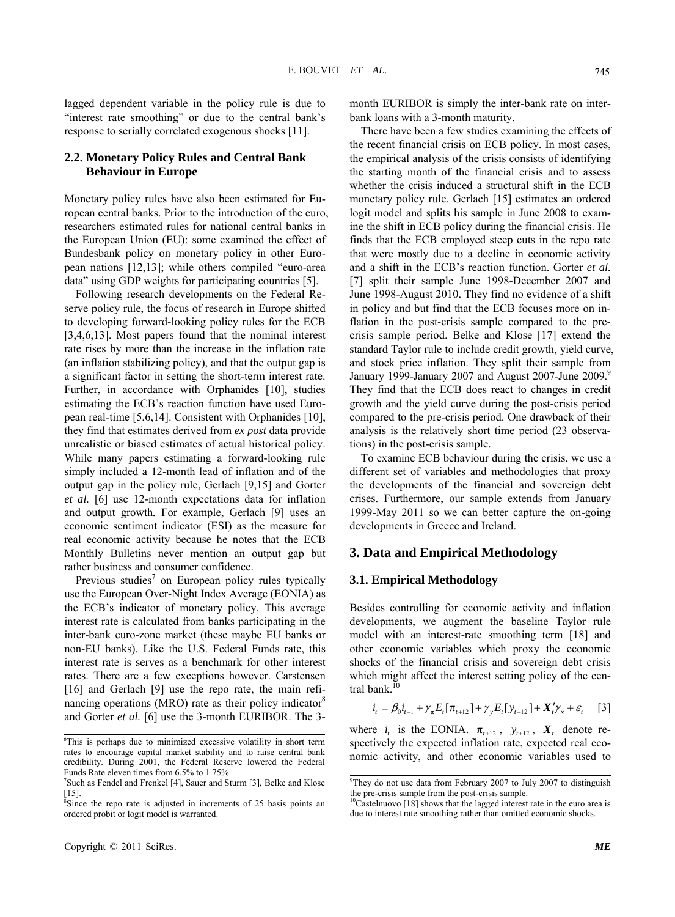lagged dependent variable in the policy rule is due to "interest rate smoothing" or due to the central bank's response to serially correlated exogenous shocks [11].

## 2.2. Monetary Policy Rules and Central Bank Behaviour in Europe

Monetary policy rules have also been estimated for European central banks. Prior to the introduction of the euro, researchers estimated rules for national central banks in the European Union (EU): some examined the effect of Bundesbank policy on monetary policy in other European nations [12,13]; while others compiled "euro-area data" using GDP weights for participating countries [5].

Following research developments on the Federal Reserve policy rule, the focus of research in Europe shifted to developing forward-looking policy rules for the ECB [3,4,6,13]. Most papers found that the nominal interest rate rises by more than the increase in the inflation rate (an inflation stabilizing policy), and that the output gap is a significant factor in setting the short-term interest rate. Further, in accordance with Orphanides [10], studies estimating the ECB's reaction function have used European real-time [5,6,14]. Consistent with Orphanides [10], they find that estimates derived from *ex post* data provide unrealistic or biased estimates of actual historical policy. While many papers estimating a forward-looking rule simply included a 12-month lead of inflation and of the output gap in the policy rule, Gerlach [9,15] and Gorter *et al.* [6] use 12-month expectations data for inflation and output growth. For example, Gerlach [9] uses an economic sentiment indicator (ESI) as the measure for real economic activity because he notes that the ECB Monthly Bulletins never mention an output gap but rather business and consumer confidence.

Previous studies[7] on European policy rules typically use the European Over-Night Index Average (EONIA) as the ECB's indicator of monetary policy. This average interest rate is calculated from banks participating in the inter-bank euro-zone market (these maybe EU banks or non-EU banks). Like the U.S. Federal Funds rate, this interest rate is serves as a benchmark for other interest rates. There are a few exceptions however. Carstensen [16] and Gerlach [9] use the repo rate, the main refinancing operations (MRO) rate as their policy indicator[8] and Gorter *et al.* [6] use the 3-month EURIBOR. The 3-month EURIBOR is simply the inter-bank rate on inter-bank loans with a 3-month maturity.

There have been a few studies examining the effects of the recent financial crisis on ECB policy. In most cases, the empirical analysis of the crisis consists of identifying the starting month of the financial crisis and to assess whether the crisis induced a structural shift in the ECB monetary policy rule. Gerlach [15] estimates an ordered logit model and splits his sample in June 2008 to examine the shift in ECB policy during the financial crisis. He finds that the ECB employed steep cuts in the repo rate that were mostly due to a decline in economic activity and a shift in the ECB's reaction function. Gorter *et al.* [7] split their sample June 1998-December 2007 and June 1998-August 2010. They find no evidence of a shift in policy and but find that the ECB focuses more on inflation in the post-crisis sample compared to the pre-crisis sample period. Belke and Klose [17] extend the standard Taylor rule to include credit growth, yield curve, and stock price inflation. They split their sample from January 1999-January 2007 and August 2007-June 2009.[9] They find that the ECB does react to changes in credit growth and the yield curve during the post-crisis period compared to the pre-crisis period. One drawback of their analysis is the relatively short time period (23 observations) in the post-crisis sample.

To examine ECB behaviour during the crisis, we use a different set of variables and methodologies that proxy the developments of the financial and sovereign debt crises. Furthermore, our sample extends from January 1999-May 2011 so we can better capture the on-going developments in Greece and Ireland.

# 3. Data and Empirical Methodology

## 3.1. Empirical Methodology

Besides controlling for economic activity and inflation developments, we augment the baseline Taylor rule model with an interest-rate smoothing term [18] and other economic variables which proxy the economic shocks of the financial crisis and sovereign debt crisis which might affect the interest setting policy of the central bank.[10]

$$i_t = \beta_0 i_{t-1} + \gamma_\pi E_t[\pi_{t+12}] + \gamma_y E_t[y_{t+12}] + \boldsymbol{X}_t' \gamma_x + \varepsilon_t \quad [3]$$

where $i_t$ is the EONIA. $\pi_{t+12}$, $y_{t+12}$, $\boldsymbol{X}_t$ denote respectively the expected inflation rate, expected real economic activity, and other economic variables used to

---

[6]This is perhaps due to minimized excessive volatility in short term rates to encourage capital market stability and to raise central bank credibility. During 2001, the Federal Reserve lowered the Federal Funds Rate eleven times from 6.5% to 1.75%.

[7]Such as Fendel and Frenkel [4], Sauer and Sturm [3], Belke and Klose [15].

[8]Since the repo rate is adjusted in increments of 25 basis points an ordered probit or logit model is warranted.

[9]They do not use data from February 2007 to July 2007 to distinguish the pre-crisis sample from the post-crisis sample.

[10]Castelnuovo [18] shows that the lagged interest rate in the euro area is due to interest rate smoothing rather than omitted economic shocks.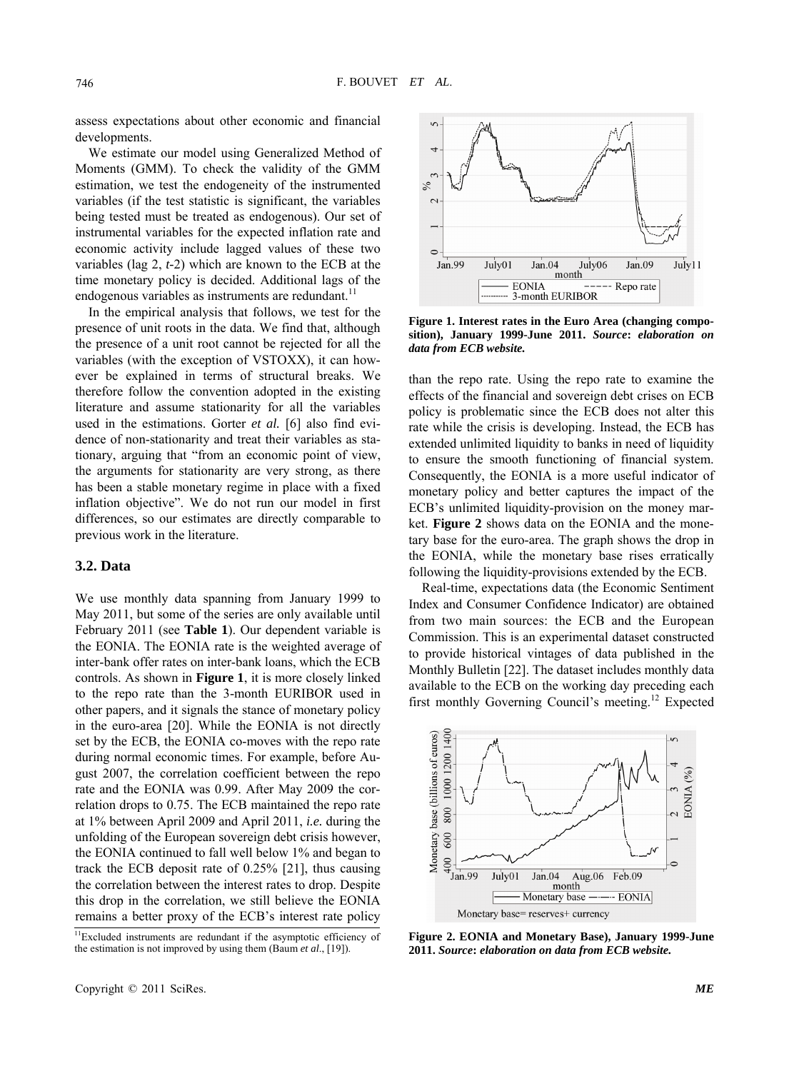assess expectations about other economic and financial developments.

We estimate our model using Generalized Method of Moments (GMM). To check the validity of the GMM estimation, we test the endogeneity of the instrumented variables (if the test statistic is significant, the variables being tested must be treated as endogenous). Our set of instrumental variables for the expected inflation rate and economic activity include lagged values of these two variables (lag 2, $t$-2) which are known to the ECB at the time monetary policy is decided. Additional lags of the endogenous variables as instruments are redundant.[11]

In the empirical analysis that follows, we test for the presence of unit roots in the data. We find that, although the presence of a unit root cannot be rejected for all the variables (with the exception of VSTOXX), it can however be explained in terms of structural breaks. We therefore follow the convention adopted in the existing literature and assume stationarity for all the variables used in the estimations. Gorter *et al.* [6] also find evidence of non-stationarity and treat their variables as stationary, arguing that "from an economic point of view, the arguments for stationarity are very strong, as there has been a stable monetary regime in place with a fixed inflation objective". We do not run our model in first differences, so our estimates are directly comparable to previous work in the literature.

## 3.2. Data

We use monthly data spanning from January 1999 to May 2011, but some of the series are only available until February 2011 (see **Table 1**). Our dependent variable is the EONIA. The EONIA rate is the weighted average of inter-bank offer rates on inter-bank loans, which the ECB controls. As shown in **Figure 1**, it is more closely linked to the repo rate than the 3-month EURIBOR used in other papers, and it signals the stance of monetary policy in the euro-area [20]. While the EONIA is not directly set by the ECB, the EONIA co-moves with the repo rate during normal economic times. For example, before August 2007, the correlation coefficient between the repo rate and the EONIA was 0.99. After May 2009 the correlation drops to 0.75. The ECB maintained the repo rate at 1% between April 2009 and April 2011, *i.e.* during the unfolding of the European sovereign debt crisis however, the EONIA continued to fall well below 1% and began to track the ECB deposit rate of 0.25% [21], thus causing the correlation between the interest rates to drop. Despite this drop in the correlation, we still believe the EONIA remains a better proxy of the ECB's interest rate policy than the repo rate. Using the repo rate to examine the effects of the financial and sovereign debt crises on ECB policy is problematic since the ECB does not alter this rate while the crisis is developing. Instead, the ECB has extended unlimited liquidity to banks in need of liquidity to ensure the smooth functioning of financial system. Consequently, the EONIA is a more useful indicator of monetary policy and better captures the impact of the ECB's unlimited liquidity-provision on the money market. **Figure 2** shows data on the EONIA and the monetary base for the euro-area. The graph shows the drop in the EONIA, while the monetary base rises erratically following the liquidity-provisions extended by the ECB.

%
0
1
2
3
4
5
Jan.99
July01
Jan.04
July06
Jan.09
July11
month
EONIA
Repo rate
3-month EURIBOR

**Figure 1. Interest rates in the Euro Area (changing composition), January 1999-June 2011.** ***Source*****:** ***elaboration on data from ECB website.***

Real-time, expectations data (the Economic Sentiment Index and Consumer Confidence Indicator) are obtained from two main sources: the ECB and the European Commission. This is an experimental dataset constructed to provide historical vintages of data published in the Monthly Bulletin [22]. The dataset includes monthly data available to the ECB on the working day preceding each first monthly Governing Council's meeting.[12] Expected

Monetary base (billions of euros)
400
600
800
1000
1200
1400
EONIA (%)
0
1
2
3
4
5
Jan.99
July01
Jan.04
Aug.06
Feb.09
month
Monetary base
EONIA
Monetary base= reserves+ currency

**Figure 2. EONIA and Monetary Base), January 1999-June 2011.** ***Source*****:** ***elaboration on data from ECB website.***

[11]Excluded instruments are redundant if the asymptotic efficiency of the estimation is not improved by using them (Baum *et al*., [19]).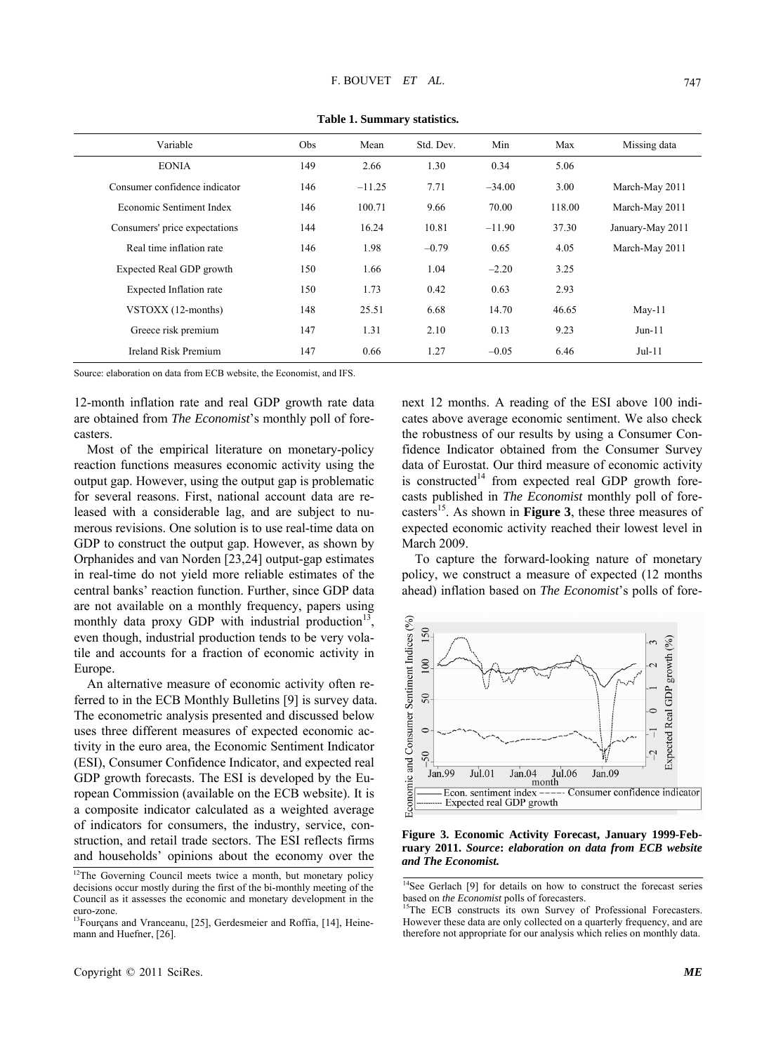**Table 1. Summary statistics.**

| Variable | Obs | Mean | Std. Dev. | Min | Max | Missing data |
|---|---|---|---|---|---|---|
| EONIA | 149 | 2.66 | 1.30 | 0.34 | 5.06 | |
| Consumer confidence indicator | 146 | –11.25 | 7.71 | –34.00 | 3.00 | March-May 2011 |
| Economic Sentiment Index | 146 | 100.71 | 9.66 | 70.00 | 118.00 | March-May 2011 |
| Consumers' price expectations | 144 | 16.24 | 10.81 | –11.90 | 37.30 | January-May 2011 |
| Real time inflation rate | 146 | 1.98 | –0.79 | 0.65 | 4.05 | March-May 2011 |
| Expected Real GDP growth | 150 | 1.66 | 1.04 | –2.20 | 3.25 | |
| Expected Inflation rate | 150 | 1.73 | 0.42 | 0.63 | 2.93 | |
| VSTOXX (12-months) | 148 | 25.51 | 6.68 | 14.70 | 46.65 | May-11 |
| Greece risk premium | 147 | 1.31 | 2.10 | 0.13 | 9.23 | Jun-11 |
| Ireland Risk Premium | 147 | 0.66 | 1.27 | –0.05 | 6.46 | Jul-11 |

Source: elaboration on data from ECB website, the Economist, and IFS.

12-month inflation rate and real GDP growth rate data are obtained from *The Economist*'s monthly poll of forecasters.

Most of the empirical literature on monetary-policy reaction functions measures economic activity using the output gap. However, using the output gap is problematic for several reasons. First, national account data are released with a considerable lag, and are subject to numerous revisions. One solution is to use real-time data on GDP to construct the output gap. However, as shown by Orphanides and van Norden [23,24] output-gap estimates in real-time do not yield more reliable estimates of the central banks' reaction function. Further, since GDP data are not available on a monthly frequency, papers using monthly data proxy GDP with industrial production[13], even though, industrial production tends to be very volatile and accounts for a fraction of economic activity in Europe.

An alternative measure of economic activity often referred to in the ECB Monthly Bulletins [9] is survey data. The econometric analysis presented and discussed below uses three different measures of expected economic activity in the euro area, the Economic Sentiment Indicator (ESI), Consumer Confidence Indicator, and expected real GDP growth forecasts. The ESI is developed by the European Commission (available on the ECB website). It is a composite indicator calculated as a weighted average of indicators for consumers, the industry, service, construction, and retail trade sectors. The ESI reflects firms and households' opinions about the economy over the next 12 months. A reading of the ESI above 100 indicates above average economic sentiment. We also check the robustness of our results by using a Consumer Confidence Indicator obtained from the Consumer Survey data of Eurostat. Our third measure of economic activity is constructed[14] from expected real GDP growth forecasts published in *The Economist* monthly poll of forecasters[15]. As shown in **Figure 3**, these three measures of expected economic activity reached their lowest level in March 2009.

To capture the forward-looking nature of monetary policy, we construct a measure of expected (12 months ahead) inflation based on *The Economist*'s polls of fore-

Economic and Consumer Sentiment Indices (%)
150
100
50
0
–50
Jan.99 Jul.01 Jan.04 Jul.06 Jan.09
month
Expected Real GDP growth (%)
3
2
1
0
–1
–2
Econ. sentiment index
Consumer confidence indicator
Expected real GDP growth

**Figure 3. Economic Activity Forecast, January 1999-February 2011.** ***Source*****:** ***elaboration on data from ECB website and The Economist.***

[12]The Governing Council meets twice a month, but monetary policy decisions occur mostly during the first of the bi-monthly meeting of the Council as it assesses the economic and monetary development in the euro-zone.

[13]Fourçans and Vranceanu, [25], Gerdesmeier and Roffia, [14], Heinemann and Huefner, [26].

[14]See Gerlach [9] for details on how to construct the forecast series based on *the Economist* polls of forecasters.

[15]The ECB constructs its own Survey of Professional Forecasters. However these data are only collected on a quarterly frequency, and are therefore not appropriate for our analysis which relies on monthly data.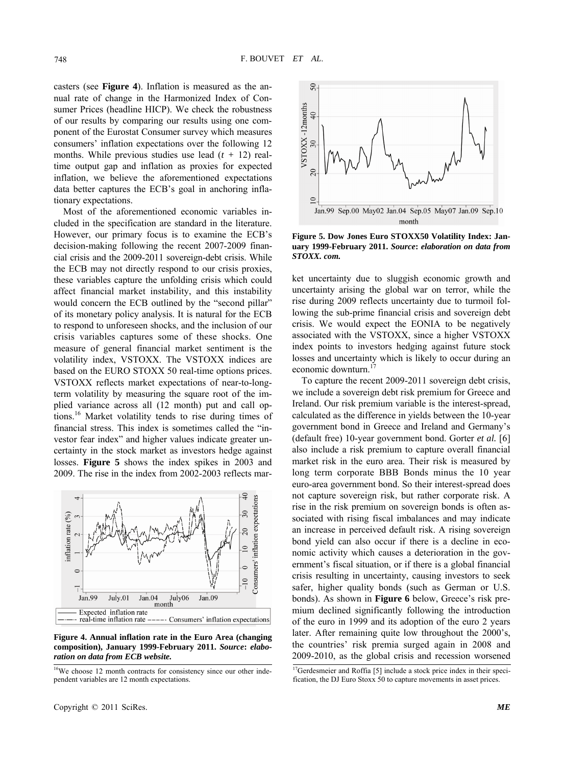casters (see **Figure 4**). Inflation is measured as the annual rate of change in the Harmonized Index of Consumer Prices (headline HICP). We check the robustness of our results by comparing our results using one component of the Eurostat Consumer survey which measures consumers' inflation expectations over the following 12 months. While previous studies use lead ($t$ + 12) real-time output gap and inflation as proxies for expected inflation, we believe the aforementioned expectations data better captures the ECB's goal in anchoring inflationary expectations.

Most of the aforementioned economic variables included in the specification are standard in the literature. However, our primary focus is to examine the ECB's decision-making following the recent 2007-2009 financial crisis and the 2009-2011 sovereign-debt crisis. While the ECB may not directly respond to our crisis proxies, these variables capture the unfolding crisis which could affect financial market instability, and this instability would concern the ECB outlined by the "second pillar" of its monetary policy analysis. It is natural for the ECB to respond to unforeseen shocks, and the inclusion of our crisis variables captures some of these shocks. One measure of general financial market sentiment is the volatility index, VSTOXX. The VSTOXX indices are based on the EURO STOXX 50 real-time options prices. VSTOXX reflects market expectations of near-to-long-term volatility by measuring the square root of the implied variance across all (12 month) put and call options.[16] Market volatility tends to rise during times of financial stress. This index is sometimes called the "investor fear index" and higher values indicate greater uncertainty in the stock market as investors hedge against losses. **Figure 5** shows the index spikes in 2003 and 2009. The rise in the index from 2002-2003 reflects market uncertainty due to sluggish economic growth and uncertainty arising the global war on terror, while the rise during 2009 reflects uncertainty due to turmoil following the sub-prime financial crisis and sovereign debt crisis. We would expect the EONIA to be negatively associated with the VSTOXX, since a higher VSTOXX index points to investors hedging against future stock losses and uncertainty which is likely to occur during an economic downturn.[17]

inflation rate (%)
Consumers' inflation expectations
Jan.99 July.01 Jan.04 July06 Jan.09
month
Expected inflation rate
real-time inflation rate
Consumers' inflation expectations

**Figure 4. Annual inflation rate in the Euro Area (changing composition), January 1999-February 2011.** ***Source*****:** ***elaboration on data from ECB website.***

VSTOXX -12months
Jan.99 Sep.00 May02 Jan.04 Sep.05 May07 Jan.09 Sep.10
month

**Figure 5. Dow Jones Euro STOXX50 Volatility Index: January 1999-February 2011.** ***Source*****:** ***elaboration on data from STOXX. com.***

To capture the recent 2009-2011 sovereign debt crisis, we include a sovereign debt risk premium for Greece and Ireland. Our risk premium variable is the interest-spread, calculated as the difference in yields between the 10-year government bond in Greece and Ireland and Germany's (default free) 10-year government bond. Gorter *et al.* [6] also include a risk premium to capture overall financial market risk in the euro area. Their risk is measured by long term corporate BBB Bonds minus the 10 year euro-area government bond. So their interest-spread does not capture sovereign risk, but rather corporate risk. A rise in the risk premium on sovereign bonds is often associated with rising fiscal imbalances and may indicate an increase in perceived default risk. A rising sovereign bond yield can also occur if there is a decline in economic activity which causes a deterioration in the government's fiscal situation, or if there is a global financial crisis resulting in uncertainty, causing investors to seek safer, higher quality bonds (such as German or U.S. bonds). As shown in **Figure 6** below, Greece's risk premium declined significantly following the introduction of the euro in 1999 and its adoption of the euro 2 years later. After remaining quite low throughout the 2000's, the countries' risk premia surged again in 2008 and 2009-2010, as the global crisis and recession worsened

[16] We choose 12 month contracts for consistency since our other independent variables are 12 month expectations.

[17] Gerdesmeier and Roffia [5] include a stock price index in their specification, the DJ Euro Stoxx 50 to capture movements in asset prices.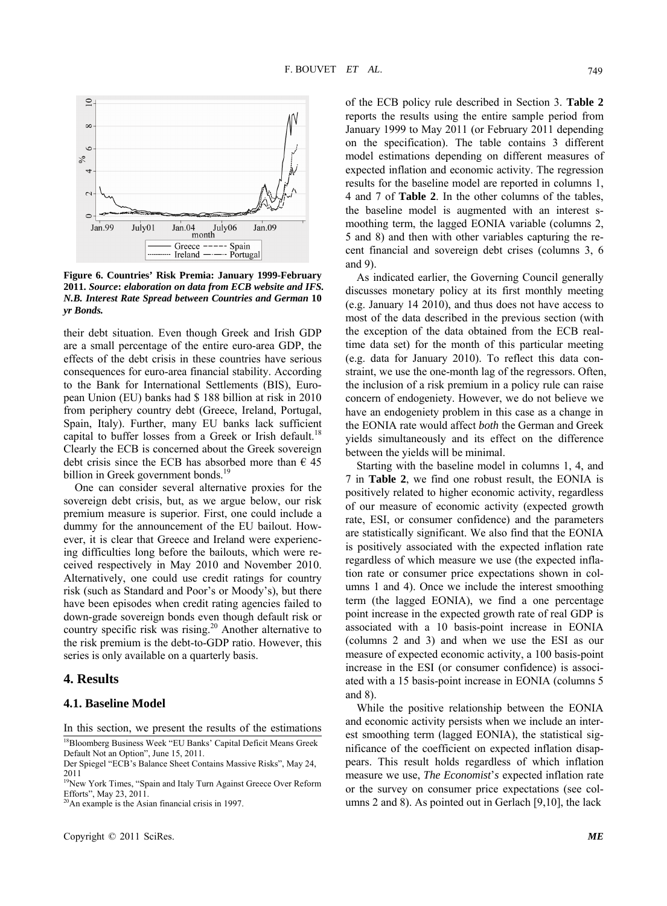10
8
6
%
4
2
0
Jan.99 July01 Jan.04 July06 Jan.09
month
Greece Spain
Ireland Portugal

**Figure 6. Countries' Risk Premia: January 1999-February 2011.** ***Source*****:** ***elaboration on data from ECB website and IFS. N.B. Interest Rate Spread between Countries and German*** **10** ***yr Bonds.***

their debt situation. Even though Greek and Irish GDP are a small percentage of the entire euro-area GDP, the effects of the debt crisis in these countries have serious consequences for euro-area financial stability. According to the Bank for International Settlements (BIS), European Union (EU) banks had \$ 188 billion at risk in 2010 from periphery country debt (Greece, Ireland, Portugal, Spain, Italy). Further, many EU banks lack sufficient capital to buffer losses from a Greek or Irish default.[18] Clearly the ECB is concerned about the Greek sovereign debt crisis since the ECB has absorbed more than € 45 billion in Greek government bonds.[19]

One can consider several alternative proxies for the sovereign debt crisis, but, as we argue below, our risk premium measure is superior. First, one could include a dummy for the announcement of the EU bailout. However, it is clear that Greece and Ireland were experiencing difficulties long before the bailouts, which were received respectively in May 2010 and November 2010. Alternatively, one could use credit ratings for country risk (such as Standard and Poor's or Moody's), but there have been episodes when credit rating agencies failed to down-grade sovereign bonds even though default risk or country specific risk was rising.[20] Another alternative to the risk premium is the debt-to-GDP ratio. However, this series is only available on a quarterly basis.

## 4. Results

### 4.1. Baseline Model

In this section, we present the results of the estimations of the ECB policy rule described in Section 3. **Table 2** reports the results using the entire sample period from January 1999 to May 2011 (or February 2011 depending on the specification). The table contains 3 different model estimations depending on different measures of expected inflation and economic activity. The regression results for the baseline model are reported in columns 1, 4 and 7 of **Table 2**. In the other columns of the tables, the baseline model is augmented with an interest smoothing term, the lagged EONIA variable (columns 2, 5 and 8) and then with other variables capturing the recent financial and sovereign debt crises (columns 3, 6 and 9).

As indicated earlier, the Governing Council generally discusses monetary policy at its first monthly meeting (e.g. January 14 2010), and thus does not have access to most of the data described in the previous section (with the exception of the data obtained from the ECB real-time data set) for the month of this particular meeting (e.g. data for January 2010). To reflect this data constraint, we use the one-month lag of the regressors. Often, the inclusion of a risk premium in a policy rule can raise concern of endogeniety. However, we do not believe we have an endogeniety problem in this case as a change in the EONIA rate would affect *both* the German and Greek yields simultaneously and its effect on the difference between the yields will be minimal.

Starting with the baseline model in columns 1, 4, and 7 in **Table 2**, we find one robust result, the EONIA is positively related to higher economic activity, regardless of our measure of economic activity (expected growth rate, ESI, or consumer confidence) and the parameters are statistically significant. We also find that the EONIA is positively associated with the expected inflation rate regardless of which measure we use (the expected inflation rate or consumer price expectations shown in columns 1 and 4). Once we include the interest smoothing term (the lagged EONIA), we find a one percentage point increase in the expected growth rate of real GDP is associated with a 10 basis-point increase in EONIA (columns 2 and 3) and when we use the ESI as our measure of expected economic activity, a 100 basis-point increase in the ESI (or consumer confidence) is associated with a 15 basis-point increase in EONIA (columns 5 and 8).

While the positive relationship between the EONIA and economic activity persists when we include an interest smoothing term (lagged EONIA), the statistical significance of the coefficient on expected inflation disappears. This result holds regardless of which inflation measure we use, *The Economist*'*s* expected inflation rate or the survey on consumer price expectations (see columns 2 and 8). As pointed out in Gerlach [9,10], the lack

[18]Bloomberg Business Week "EU Banks' Capital Deficit Means Greek Default Not an Option", June 15, 2011.
Der Spiegel "ECB's Balance Sheet Contains Massive Risks", May 24, 2011
[19]New York Times, "Spain and Italy Turn Against Greece Over Reform Efforts", May 23, 2011.
[20]An example is the Asian financial crisis in 1997.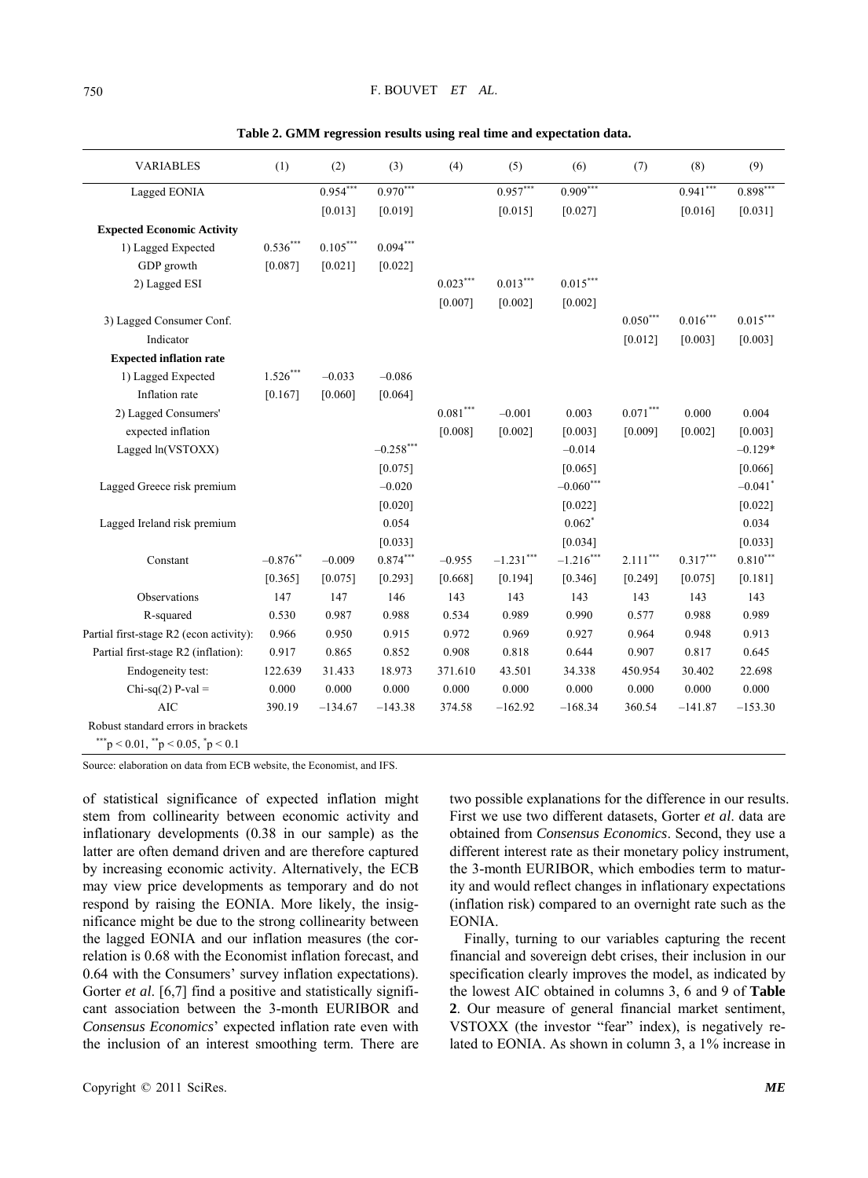**Table 2. GMM regression results using real time and expectation data.**

| VARIABLES | (1) | (2) | (3) | (4) | (5) | (6) | (7) | (8) | (9) |
|---|---|---|---|---|---|---|---|---|---|
| Lagged EONIA | | 0.954*** | 0.970*** | | 0.957*** | 0.909*** | | 0.941*** | 0.898*** |
| | | [0.013] | [0.019] | | [0.015] | [0.027] | | [0.016] | [0.031] |
| **Expected Economic Activity** | | | | | | | | | |
| 1) Lagged Expected GDP growth | 0.536*** | 0.105*** | 0.094*** | | | | | | |
| | [0.087] | [0.021] | [0.022] | | | | | | |
| 2) Lagged ESI | | | | 0.023*** | 0.013*** | 0.015*** | | | |
| | | | | [0.007] | [0.002] | [0.002] | | | |
| 3) Lagged Consumer Conf. Indicator | | | | | | | 0.050*** | 0.016*** | 0.015*** |
| | | | | | | | [0.012] | [0.003] | [0.003] |
| **Expected inflation rate** | | | | | | | | | |
| 1) Lagged Expected Inflation rate | 1.526*** | –0.033 | –0.086 | | | | | | |
| | [0.167] | [0.060] | [0.064] | | | | | | |
| 2) Lagged Consumers' expected inflation | | | | 0.081*** | –0.001 | 0.003 | 0.071*** | 0.000 | 0.004 |
| | | | | [0.008] | [0.002] | [0.003] | [0.009] | [0.002] | [0.003] |
| Lagged ln(VSTOXX) | | | –0.258*** | | | –0.014 | | | –0.129* |
| | | | [0.075] | | | [0.065] | | | [0.066] |
| Lagged Greece risk premium | | | –0.020 | | | –0.060*** | | | –0.041* |
| | | | [0.020] | | | [0.022] | | | [0.022] |
| Lagged Ireland risk premium | | | 0.054 | | | 0.062* | | | 0.034 |
| | | | [0.033] | | | [0.034] | | | [0.033] |
| Constant | –0.876** | –0.009 | 0.874*** | –0.955 | –1.231*** | –1.216*** | 2.111*** | 0.317*** | 0.810*** |
| | [0.365] | [0.075] | [0.293] | [0.668] | [0.194] | [0.346] | [0.249] | [0.075] | [0.181] |
| Observations | 147 | 147 | 146 | 143 | 143 | 143 | 143 | 143 | 143 |
| R-squared | 0.530 | 0.987 | 0.988 | 0.534 | 0.989 | 0.990 | 0.577 | 0.988 | 0.989 |
| Partial first-stage R2 (econ activity): | 0.966 | 0.950 | 0.915 | 0.972 | 0.969 | 0.927 | 0.964 | 0.948 | 0.913 |
| Partial first-stage R2 (inflation): | 0.917 | 0.865 | 0.852 | 0.908 | 0.818 | 0.644 | 0.907 | 0.817 | 0.645 |
| Endogeneity test: | 122.639 | 31.433 | 18.973 | 371.610 | 43.501 | 34.338 | 450.954 | 30.402 | 22.698 |
| Chi-sq(2) P-val = | 0.000 | 0.000 | 0.000 | 0.000 | 0.000 | 0.000 | 0.000 | 0.000 | 0.000 |
| AIC | 390.19 | –134.67 | –143.38 | 374.58 | –162.92 | –168.34 | 360.54 | –141.87 | –153.30 |

Robust standard errors in brackets

***p < 0.01, **p < 0.05, *p < 0.1

Source: elaboration on data from ECB website, the Economist, and IFS.

of statistical significance of expected inflation might stem from collinearity between economic activity and inflationary developments (0.38 in our sample) as the latter are often demand driven and are therefore captured by increasing economic activity. Alternatively, the ECB may view price developments as temporary and do not respond by raising the EONIA. More likely, the insignificance might be due to the strong collinearity between the lagged EONIA and our inflation measures (the correlation is 0.68 with the Economist inflation forecast, and 0.64 with the Consumers' survey inflation expectations). Gorter *et al*. [6,7] find a positive and statistically significant association between the 3-month EURIBOR and *Consensus Economics*' expected inflation rate even with the inclusion of an interest smoothing term. There are two possible explanations for the difference in our results. First we use two different datasets, Gorter *et al*. data are obtained from *Consensus Economics*. Second, they use a different interest rate as their monetary policy instrument, the 3-month EURIBOR, which embodies term to maturity and would reflect changes in inflationary expectations (inflation risk) compared to an overnight rate such as the EONIA.

Finally, turning to our variables capturing the recent financial and sovereign debt crises, their inclusion in our specification clearly improves the model, as indicated by the lowest AIC obtained in columns 3, 6 and 9 of **Table 2**. Our measure of general financial market sentiment, VSTOXX (the investor "fear" index), is negatively related to EONIA. As shown in column 3, a 1% increase in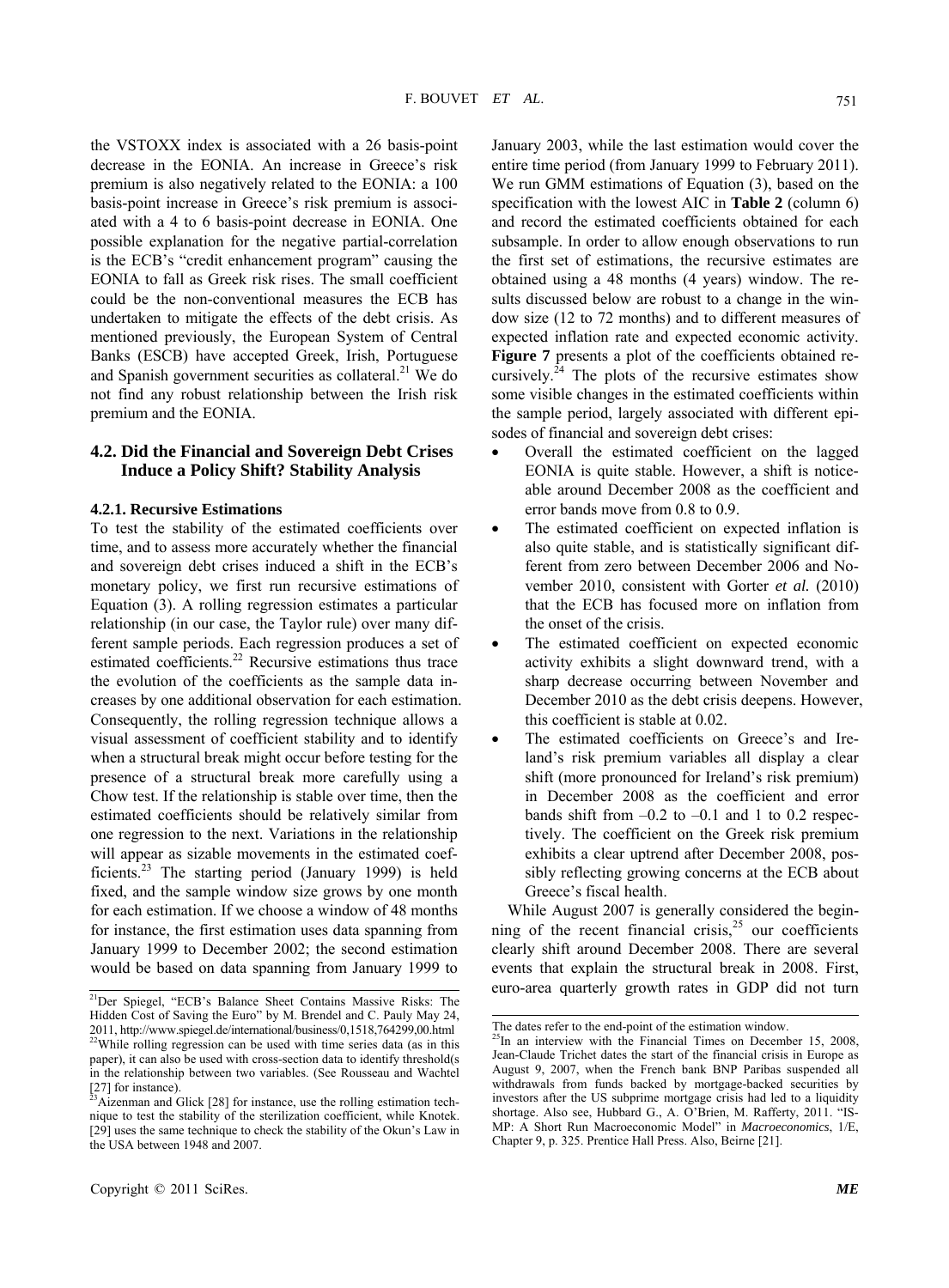the VSTOXX index is associated with a 26 basis-point decrease in the EONIA. An increase in Greece's risk premium is also negatively related to the EONIA: a 100 basis-point increase in Greece's risk premium is associated with a 4 to 6 basis-point decrease in EONIA. One possible explanation for the negative partial-correlation is the ECB's "credit enhancement program" causing the EONIA to fall as Greek risk rises. The small coefficient could be the non-conventional measures the ECB has undertaken to mitigate the effects of the debt crisis. As mentioned previously, the European System of Central Banks (ESCB) have accepted Greek, Irish, Portuguese and Spanish government securities as collateral.[21] We do not find any robust relationship between the Irish risk premium and the EONIA.

## 4.2. Did the Financial and Sovereign Debt Crises Induce a Policy Shift? Stability Analysis

### 4.2.1. Recursive Estimations

To test the stability of the estimated coefficients over time, and to assess more accurately whether the financial and sovereign debt crises induced a shift in the ECB's monetary policy, we first run recursive estimations of Equation (3). A rolling regression estimates a particular relationship (in our case, the Taylor rule) over many different sample periods. Each regression produces a set of estimated coefficients.[22] Recursive estimations thus trace the evolution of the coefficients as the sample data increases by one additional observation for each estimation. Consequently, the rolling regression technique allows a visual assessment of coefficient stability and to identify when a structural break might occur before testing for the presence of a structural break more carefully using a Chow test. If the relationship is stable over time, then the estimated coefficients should be relatively similar from one regression to the next. Variations in the relationship will appear as sizable movements in the estimated coefficients.[23] The starting period (January 1999) is held fixed, and the sample window size grows by one month for each estimation. If we choose a window of 48 months for instance, the first estimation uses data spanning from January 1999 to December 2002; the second estimation would be based on data spanning from January 1999 to January 2003, while the last estimation would cover the entire time period (from January 1999 to February 2011). We run GMM estimations of Equation (3), based on the specification with the lowest AIC in **Table 2** (column 6) and record the estimated coefficients obtained for each subsample. In order to allow enough observations to run the first set of estimations, the recursive estimates are obtained using a 48 months (4 years) window. The results discussed below are robust to a change in the window size (12 to 72 months) and to different measures of expected inflation rate and expected economic activity. **Figure 7** presents a plot of the coefficients obtained recursively.[24] The plots of the recursive estimates show some visible changes in the estimated coefficients within the sample period, largely associated with different episodes of financial and sovereign debt crises:

- Overall the estimated coefficient on the lagged EONIA is quite stable. However, a shift is noticeable around December 2008 as the coefficient and error bands move from 0.8 to 0.9.
- The estimated coefficient on expected inflation is also quite stable, and is statistically significant different from zero between December 2006 and November 2010, consistent with Gorter *et al.* (2010) that the ECB has focused more on inflation from the onset of the crisis.
- The estimated coefficient on expected economic activity exhibits a slight downward trend, with a sharp decrease occurring between November and December 2010 as the debt crisis deepens. However, this coefficient is stable at 0.02.
- The estimated coefficients on Greece's and Ireland's risk premium variables all display a clear shift (more pronounced for Ireland's risk premium) in December 2008 as the coefficient and error bands shift from –0.2 to –0.1 and 1 to 0.2 respectively. The coefficient on the Greek risk premium exhibits a clear uptrend after December 2008, possibly reflecting growing concerns at the ECB about Greece's fiscal health.

While August 2007 is generally considered the beginning of the recent financial crisis,[25] our coefficients clearly shift around December 2008. There are several events that explain the structural break in 2008. First, euro-area quarterly growth rates in GDP did not turn

---

[21] Der Spiegel, "ECB's Balance Sheet Contains Massive Risks: The Hidden Cost of Saving the Euro" by M. Brendel and C. Pauly May 24, 2011, http://www.spiegel.de/international/business/0,1518,764299,00.html

[22] While rolling regression can be used with time series data (as in this paper), it can also be used with cross-section data to identify threshold(s in the relationship between two variables. (See Rousseau and Wachtel [27] for instance).

[23] Aizenman and Glick [28] for instance, use the rolling estimation technique to test the stability of the sterilization coefficient, while Knotek. [29] uses the same technique to check the stability of the Okun's Law in the USA between 1948 and 2007.

[24] The dates refer to the end-point of the estimation window.

[25] In an interview with the Financial Times on December 15, 2008, Jean-Claude Trichet dates the start of the financial crisis in Europe as August 9, 2007, when the French bank BNP Paribas suspended all withdrawals from funds backed by mortgage-backed securities by investors after the US subprime mortgage crisis had led to a liquidity shortage. Also see, Hubbard G., A. O'Brien, M. Rafferty, 2011. "IS-MP: A Short Run Macroeconomic Model" in *Macroeconomics*, 1/E, Chapter 9, p. 325. Prentice Hall Press. Also, Beirne [21].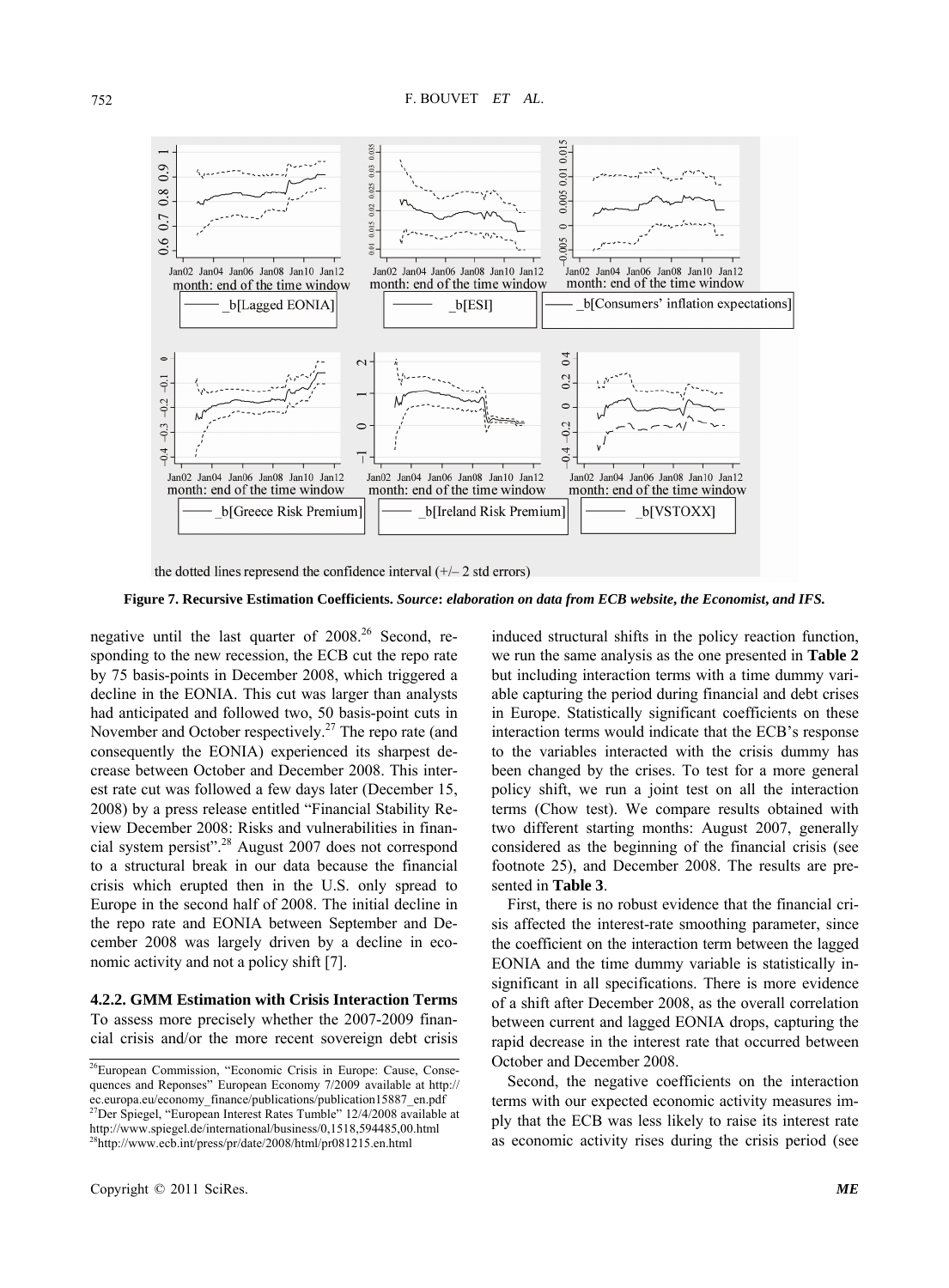Jan02 Jan04 Jan06 Jan08 Jan10 Jan12
month: end of the time window
_b[Lagged EONIA]

Jan02 Jan04 Jan06 Jan08 Jan10 Jan12
month: end of the time window
_b[ESI]

Jan02 Jan04 Jan06 Jan08 Jan10 Jan12
month: end of the time window
_b[Consumers' inflation expectations]

Jan02 Jan04 Jan06 Jan08 Jan10 Jan12
month: end of the time window
_b[Greece Risk Premium]

Jan02 Jan04 Jan06 Jan08 Jan10 Jan12
month: end of the time window
_b[Ireland Risk Premium]

Jan02 Jan04 Jan06 Jan08 Jan10 Jan12
month: end of the time window
_b[VSTOXX]

the dotted lines represend the confidence interval (+/– 2 std errors)

**Figure 7. Recursive Estimation Coefficients.** ***Source*****: *elaboration on data from ECB website, the Economist, and IFS.***

negative until the last quarter of 2008.[26] Second, responding to the new recession, the ECB cut the repo rate by 75 basis-points in December 2008, which triggered a decline in the EONIA. This cut was larger than analysts had anticipated and followed two, 50 basis-point cuts in November and October respectively.[27] The repo rate (and consequently the EONIA) experienced its sharpest decrease between October and December 2008. This interest rate cut was followed a few days later (December 15, 2008) by a press release entitled "Financial Stability Review December 2008: Risks and vulnerabilities in financial system persist".[28] August 2007 does not correspond to a structural break in our data because the financial crisis which erupted then in the U.S. only spread to Europe in the second half of 2008. The initial decline in the repo rate and EONIA between September and December 2008 was largely driven by a decline in economic activity and not a policy shift [7].

#### 4.2.2. GMM Estimation with Crisis Interaction Terms

To assess more precisely whether the 2007-2009 financial crisis and/or the more recent sovereign debt crisis induced structural shifts in the policy reaction function, we run the same analysis as the one presented in **Table 2** but including interaction terms with a time dummy variable capturing the period during financial and debt crises in Europe. Statistically significant coefficients on these interaction terms would indicate that the ECB's response to the variables interacted with the crisis dummy has been changed by the crises. To test for a more general policy shift, we run a joint test on all the interaction terms (Chow test). We compare results obtained with two different starting months: August 2007, generally considered as the beginning of the financial crisis (see footnote 25), and December 2008. The results are presented in **Table 3**.

First, there is no robust evidence that the financial crisis affected the interest-rate smoothing parameter, since the coefficient on the interaction term between the lagged EONIA and the time dummy variable is statistically insignificant in all specifications. There is more evidence of a shift after December 2008, as the overall correlation between current and lagged EONIA drops, capturing the rapid decrease in the interest rate that occurred between October and December 2008.

Second, the negative coefficients on the interaction terms with our expected economic activity measures imply that the ECB was less likely to raise its interest rate as economic activity rises during the crisis period (see

[26]European Commission, "Economic Crisis in Europe: Cause, Consequences and Reponses" European Economy 7/2009 available at http://ec.europa.eu/economy_finance/publications/publication15887_en.pdf

[27]Der Spiegel, "European Interest Rates Tumble" 12/4/2008 available at http://www.spiegel.de/international/business/0,1518,594485,00.html

[28]http://www.ecb.int/press/pr/date/2008/html/pr081215.en.html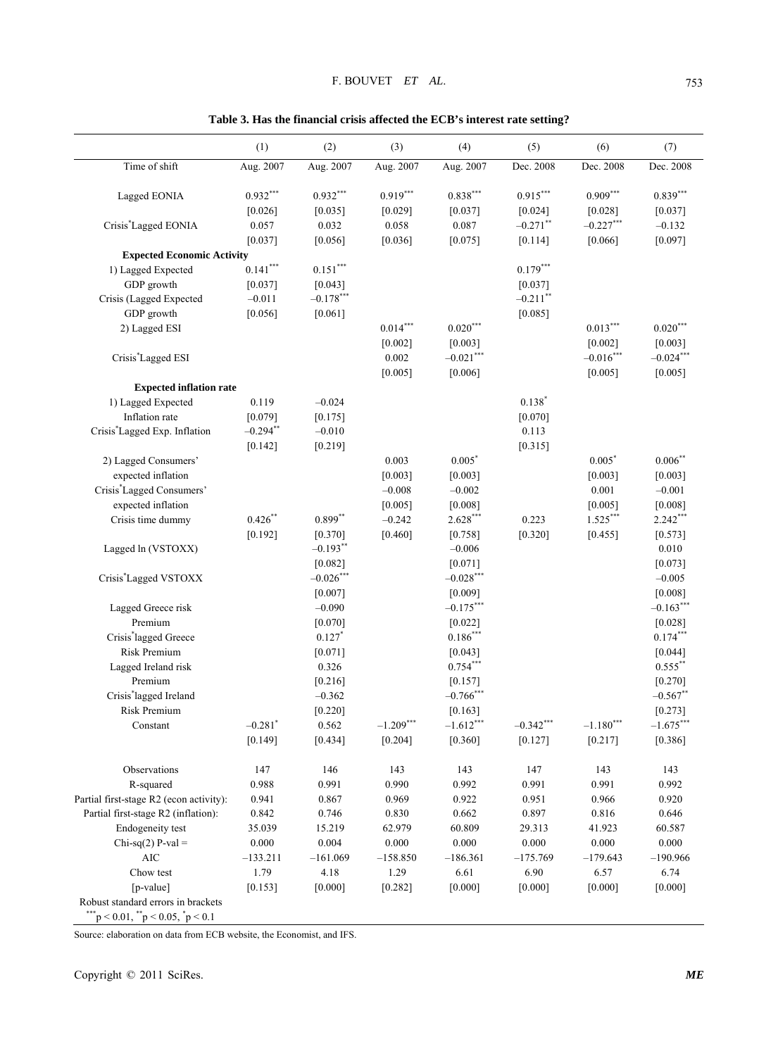**Table 3. Has the financial crisis affected the ECB's interest rate setting?**

| | (1) | (2) | (3) | (4) | (5) | (6) | (7) |
|---|---|---|---|---|---|---|---|
| Time of shift | Aug. 2007 | Aug. 2007 | Aug. 2007 | Aug. 2007 | Dec. 2008 | Dec. 2008 | Dec. 2008 |
| Lagged EONIA | 0.932*** | 0.932*** | 0.919*** | 0.838*** | 0.915*** | 0.909*** | 0.839*** |
| | [0.026] | [0.035] | [0.029] | [0.037] | [0.024] | [0.028] | [0.037] |
| Crisis*Lagged EONIA | 0.057 | 0.032 | 0.058 | 0.087 | –0.271** | –0.227*** | –0.132 |
| | [0.037] | [0.056] | [0.036] | [0.075] | [0.114] | [0.066] | [0.097] |
| **Expected Economic Activity** | | | | | | | |
| 1) Lagged Expected GDP growth | 0.141*** | 0.151*** | | | 0.179*** | | |
| | [0.037] | [0.043] | | | [0.037] | | |
| Crisis (Lagged Expected GDP growth | –0.011 | –0.178*** | | | –0.211** | | |
| | [0.056] | [0.061] | | | [0.085] | | |
| 2) Lagged ESI | | | 0.014*** | 0.020*** | | 0.013*** | 0.020*** |
| | | | [0.002] | [0.003] | | [0.002] | [0.003] |
| Crisis*Lagged ESI | | | 0.002 | –0.021*** | | –0.016*** | –0.024*** |
| | | | [0.005] | [0.006] | | [0.005] | [0.005] |
| **Expected inflation rate** | | | | | | | |
| 1) Lagged Expected Inflation rate | 0.119 | –0.024 | | | 0.138* | | |
| | [0.079] | [0.175] | | | [0.070] | | |
| Crisis*Lagged Exp. Inflation | –0.294** | –0.010 | | | 0.113 | | |
| | [0.142] | [0.219] | | | [0.315] | | |
| 2) Lagged Consumers' expected inflation | | | 0.003 | 0.005* | | 0.005* | 0.006** |
| | | | [0.003] | [0.003] | | [0.003] | [0.003] |
| Crisis*Lagged Consumers' expected inflation | | | –0.008 | –0.002 | | 0.001 | –0.001 |
| | | | [0.005] | [0.008] | | [0.005] | [0.008] |
| Crisis time dummy | 0.426** | 0.899** | –0.242 | 2.628*** | 0.223 | 1.525*** | 2.242*** |
| | [0.192] | [0.370] | [0.460] | [0.758] | [0.320] | [0.455] | [0.573] |
| Lagged ln (VSTOXX) | | –0.193** | | –0.006 | | | 0.010 |
| | | [0.082] | | [0.071] | | | [0.073] |
| Crisis*Lagged VSTOXX | | –0.026*** | | –0.028*** | | | –0.005 |
| | | [0.007] | | [0.009] | | | [0.008] |
| Lagged Greece risk Premium | | –0.090 | | –0.175*** | | | –0.163*** |
| | | [0.070] | | [0.022] | | | [0.028] |
| Crisis*lagged Greece Risk Premium | | 0.127* | | 0.186*** | | | 0.174*** |
| | | [0.071] | | [0.043] | | | [0.044] |
| Lagged Ireland risk Premium | | 0.326 | | 0.754*** | | | 0.555** |
| | | [0.216] | | [0.157] | | | [0.270] |
| Crisis*lagged Ireland Risk Premium | | –0.362 | | –0.766*** | | | –0.567** |
| | | [0.220] | | [0.163] | | | [0.273] |
| Constant | –0.281* | 0.562 | –1.209*** | –1.612*** | –0.342*** | –1.180*** | –1.675*** |
| | [0.149] | [0.434] | [0.204] | [0.360] | [0.127] | [0.217] | [0.386] |
| Observations | 147 | 146 | 143 | 143 | 147 | 143 | 143 |
| R-squared | 0.988 | 0.991 | 0.990 | 0.992 | 0.991 | 0.991 | 0.992 |
| Partial first-stage R2 (econ activity): | 0.941 | 0.867 | 0.969 | 0.922 | 0.951 | 0.966 | 0.920 |
| Partial first-stage R2 (inflation): | 0.842 | 0.746 | 0.830 | 0.662 | 0.897 | 0.816 | 0.646 |
| Endogeneity test | 35.039 | 15.219 | 62.979 | 60.809 | 29.313 | 41.923 | 60.587 |
| Chi-sq(2) P-val = | 0.000 | 0.004 | 0.000 | 0.000 | 0.000 | 0.000 | 0.000 |
| AIC | –133.211 | –161.069 | –158.850 | –186.361 | –175.769 | –179.643 | –190.966 |
| Chow test | 1.79 | 4.18 | 1.29 | 6.61 | 6.90 | 6.57 | 6.74 |
| [p-value] | [0.153] | [0.000] | [0.282] | [0.000] | [0.000] | [0.000] | [0.000] |

Robust standard errors in brackets
*** $p < 0.01$, ** $p < 0.05$, * $p < 0.1$

Source: elaboration on data from ECB website, the Economist, and IFS.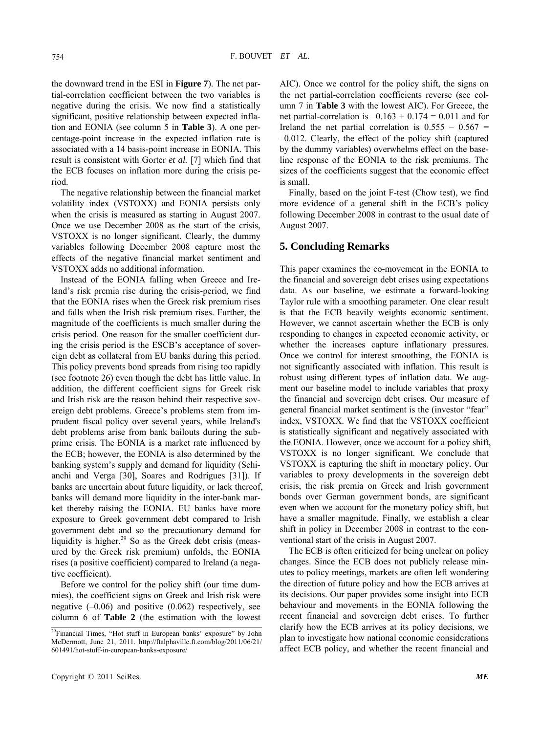the downward trend in the ESI in **Figure 7**). The net partial-correlation coefficient between the two variables is negative during the crisis. We now find a statistically significant, positive relationship between expected inflation and EONIA (see column 5 in **Table 3**). A one percentage-point increase in the expected inflation rate is associated with a 14 basis-point increase in EONIA. This result is consistent with Gorter *et al.* [7] which find that the ECB focuses on inflation more during the crisis period.

The negative relationship between the financial market volatility index (VSTOXX) and EONIA persists only when the crisis is measured as starting in August 2007. Once we use December 2008 as the start of the crisis, VSTOXX is no longer significant. Clearly, the dummy variables following December 2008 capture most the effects of the negative financial market sentiment and VSTOXX adds no additional information.

Instead of the EONIA falling when Greece and Ireland's risk premia rise during the crisis-period, we find that the EONIA rises when the Greek risk premium rises and falls when the Irish risk premium rises. Further, the magnitude of the coefficients is much smaller during the crisis period. One reason for the smaller coefficient during the crisis period is the ESCB's acceptance of sovereign debt as collateral from EU banks during this period. This policy prevents bond spreads from rising too rapidly (see footnote 26) even though the debt has little value. In addition, the different coefficient signs for Greek risk and Irish risk are the reason behind their respective sovereign debt problems. Greece's problems stem from imprudent fiscal policy over several years, while Ireland's debt problems arise from bank bailouts during the subprime crisis. The EONIA is a market rate influenced by the ECB; however, the EONIA is also determined by the banking system's supply and demand for liquidity (Schianchi and Verga [30], Soares and Rodrigues [31]). If banks are uncertain about future liquidity, or lack thereof, banks will demand more liquidity in the inter-bank market thereby raising the EONIA. EU banks have more exposure to Greek government debt compared to Irish government debt and so the precautionary demand for liquidity is higher.[29] So as the Greek debt crisis (measured by the Greek risk premium) unfolds, the EONIA rises (a positive coefficient) compared to Ireland (a negative coefficient).

Before we control for the policy shift (our time dummies), the coefficient signs on Greek and Irish risk were negative (–0.06) and positive (0.062) respectively, see column 6 of **Table 2** (the estimation with the lowest AIC). Once we control for the policy shift, the signs on the net partial-correlation coefficients reverse (see column 7 in **Table 3** with the lowest AIC). For Greece, the net partial-correlation is $-0.163 + 0.174 = 0.011$ and for Ireland the net partial correlation is $0.555 - 0.567 = -0.012$. Clearly, the effect of the policy shift (captured by the dummy variables) overwhelms effect on the baseline response of the EONIA to the risk premiums. The sizes of the coefficients suggest that the economic effect is small.

Finally, based on the joint F-test (Chow test), we find more evidence of a general shift in the ECB's policy following December 2008 in contrast to the usual date of August 2007.

## 5. Concluding Remarks

This paper examines the co-movement in the EONIA to the financial and sovereign debt crises using expectations data. As our baseline, we estimate a forward-looking Taylor rule with a smoothing parameter. One clear result is that the ECB heavily weights economic sentiment. However, we cannot ascertain whether the ECB is only responding to changes in expected economic activity, or whether the increases capture inflationary pressures. Once we control for interest smoothing, the EONIA is not significantly associated with inflation. This result is robust using different types of inflation data. We augment our baseline model to include variables that proxy the financial and sovereign debt crises. Our measure of general financial market sentiment is the (investor "fear" index, VSTOXX. We find that the VSTOXX coefficient is statistically significant and negatively associated with the EONIA. However, once we account for a policy shift, VSTOXX is no longer significant. We conclude that VSTOXX is capturing the shift in monetary policy. Our variables to proxy developments in the sovereign debt crisis, the risk premia on Greek and Irish government bonds over German government bonds, are significant even when we account for the monetary policy shift, but have a smaller magnitude. Finally, we establish a clear shift in policy in December 2008 in contrast to the conventional start of the crisis in August 2007.

The ECB is often criticized for being unclear on policy changes. Since the ECB does not publicly release minutes to policy meetings, markets are often left wondering the direction of future policy and how the ECB arrives at its decisions. Our paper provides some insight into ECB behaviour and movements in the EONIA following the recent financial and sovereign debt crises. To further clarify how the ECB arrives at its policy decisions, we plan to investigate how national economic considerations affect ECB policy, and whether the recent financial and

---

[29] Financial Times, "Hot stuff in European banks' exposure" by John McDermott, June 21, 2011. http://ftalphaville.ft.com/blog/2011/06/21/601491/hot-stuff-in-european-banks-exposure/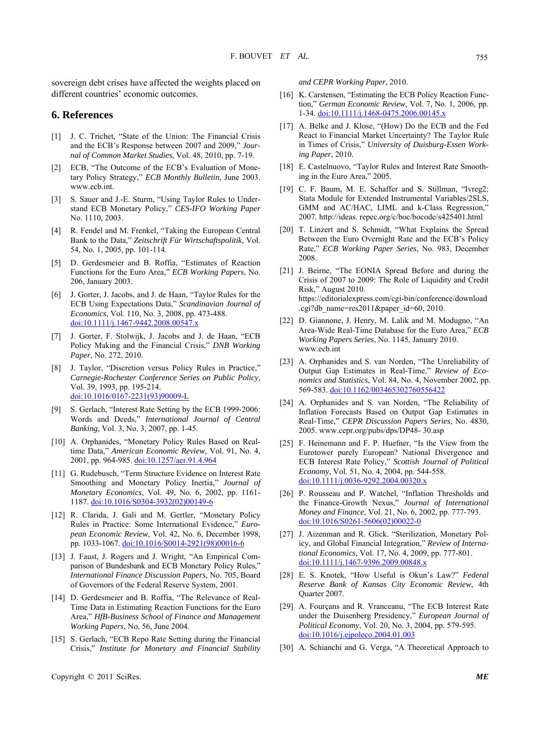sovereign debt crises have affected the weights placed on different countries' economic outcomes.

## 6. References

[1] J. C. Trichet, "State of the Union: The Financial Crisis and the ECB's Response between 2007 and 2009," *Journal of Common Market Studies*, Vol. 48, 2010, pp. 7-19.

[2] ECB, "The Outcome of the ECB's Evaluation of Monetary Policy Strategy," *ECB Monthly Bulletin*, June 2003. www.ecb.int.

[3] S. Sauer and J.-E. Sturm, "Using Taylor Rules to Understand ECB Monetary Policy," *CES-IFO Working Paper* No. 1110, 2003.

[4] R. Fendel and M. Frenkel, "Taking the European Central Bank to the Data," *Zeitschrift Für Wirtschaftspolitik*, Vol. 54, No. 1, 2005, pp. 101-114.

[5] D. Gerdesmeier and B. Roffia, "Estimates of Reaction Functions for the Euro Area," *ECB Working Papers*, No. 206, January 2003.

[6] J. Gorter, J. Jacobs, and J. de Haan, "Taylor Rules for the ECB Using Expectations Data," *Scandinavian Journal of Economics*, Vol. 110, No. 3, 2008, pp. 473-488. doi:10.1111/j.1467-9442.2008.00547.x

[7] J. Gorter, F. Stolwijk, J. Jacobs and J. de Haan, "ECB Policy Making and the Financial Crisis," *DNB Working Paper*, No. 272, 2010.

[8] J. Taylor, "Discretion versus Policy Rules in Practice," *Carnegie-Rochester Conference Series on Public Policy*, Vol. 39, 1993, pp. 195-214. doi:10.1016/0167-2231(93)90009-L

[9] S. Gerlach, "Interest Rate Setting by the ECB 1999-2006: Words and Deeds," *International Journal of Central Banking*, Vol. 3, No. 3, 2007, pp. 1-45.

[10] A. Orphanides, "Monetary Policy Rules Based on Real-time Data," *American Economic Review*, Vol. 91, No. 4, 2001, pp. 964-985. doi:10.1257/aer.91.4.964

[11] G. Rudebusch, "Term Structure Evidence on Interest Rate Smoothing and Monetary Policy Inertia," *Journal of Monetary Economics*, Vol. 49, No. 6, 2002, pp. 1161-1187. doi:10.1016/S0304-3932(02)00149-6

[12] R. Clarida, J. Gali and M. Gertler, "Monetary Policy Rules in Practice: Some International Evidence," *European Economic Review*, Vol. 42, No. 6, December 1998, pp. 1033-1067. doi:10.1016/S0014-2921(98)00016-6

[13] J. Faust, J. Rogers and J. Wright, "An Empirical Comparison of Bundesbank and ECB Monetary Policy Rules," *International Finance Discussion Papers*, No. 705, Board of Governors of the Federal Reserve System, 2001.

[14] D. Gerdesmeier and B. Roffia, "The Relevance of Real-Time Data in Estimating Reaction Functions for the Euro Area," *HfB-Business School of Finance and Management Working Papers*, No. 56, June 2004.

[15] S. Gerlach, "ECB Repo Rate Setting during the Financial Crisis," *Institute for Monetary and Financial Stability and CEPR Working Paper*, 2010.

[16] K. Carstensen, "Estimating the ECB Policy Reaction Function," *German Economic Review*, Vol. 7, No. 1, 2006, pp. 1-34. doi:10.1111/j.1468-0475.2006.00145.x

[17] A. Belke and J. Klose, "(How) Do the ECB and the Fed React to Financial Market Uncertainty? The Taylor Rule in Times of Crisis," *University of Duisburg-Essen Working Paper*, 2010.

[18] E. Castelnuovo, "Taylor Rules and Interest Rate Smoothing in the Euro Area," 2005.

[19] C. F. Baum, M. E. Schaffer and S. Stillman, "Ivreg2: Stata Module for Extended Instrumental Variables/2SLS, GMM and AC/HAC, LIML and k-Class Regression," 2007. http://ideas. repec.org/c/boc/bocode/s425401.html

[20] T. Linzert and S. Schmidt, "What Explains the Spread Between the Euro Overnight Rate and the ECB's Policy Rate," *ECB Working Paper Series*, No. 983, December 2008.

[21] J. Beirne, "The EONIA Spread Before and during the Crisis of 2007 to 2009: The Role of Liquidity and Credit Risk," August 2010. https://editorialexpress.com/cgi-bin/conference/download.cgi?db_name=res2011&paper_id=60, 2010.

[22] D. Giannone, J. Henry, M. Lalik and M. Modugno, "An Area-Wide Real-Time Database for the Euro Area," *ECB Working Papers Series*, No. 1145, January 2010. www.ecb.int

[23] A. Orphanides and S. van Norden, "The Unreliability of Output Gap Estimates in Real-Time," *Review of Economics and Statistics*, Vol. 84, No. 4, November 2002, pp. 569-583. doi:10.1162/003465302760556422

[24] A. Orphanides and S. van Norden, "The Reliability of Inflation Forecasts Based on Output Gap Estimates in Real-Time," *CEPR Discussion Papers Series*, No. 4830, 2005. www.cepr.org/pubs/dps/DP48- 30.asp

[25] F. Heinemann and F. P. Huefner, "Is the View from the Eurotower purely European? National Divergence and ECB Interest Rate Policy," *Scottish Journal of Political Economy*, Vol. 51, No. 4, 2004, pp. 544-558. doi:10.1111/j.0036-9292.2004.00320.x

[26] P. Rousseau and P. Watchel, "Inflation Thresholds and the Finance-Growth Nexus," *Journal of International Money and Finance*, Vol. 21, No. 6, 2002, pp. 777-793. doi:10.1016/S0261-5606(02)00022-0

[27] J. Aizenman and R. Glick. "Sterilization, Monetary Policy, and Global Financial Integration," *Review of International Economics*, Vol. 17, No. 4, 2009, pp. 777-801. doi:10.1111/j.1467-9396.2009.00848.x

[28] E. S. Knotek, "How Useful is Okun's Law?" *Federal Reserve Bank of Kansas City Economic Review*, 4th Quarter 2007.

[29] A. Fourçans and R. Vranceanu, "The ECB Interest Rate under the Duisenberg Presidency," *European Journal of Political Economy*, Vol. 20, No. 3, 2004, pp. 579-595. doi:10.1016/j.ejpoleco.2004.01.003

[30] A. Schianchi and G. Verga, "A Theoretical Approach to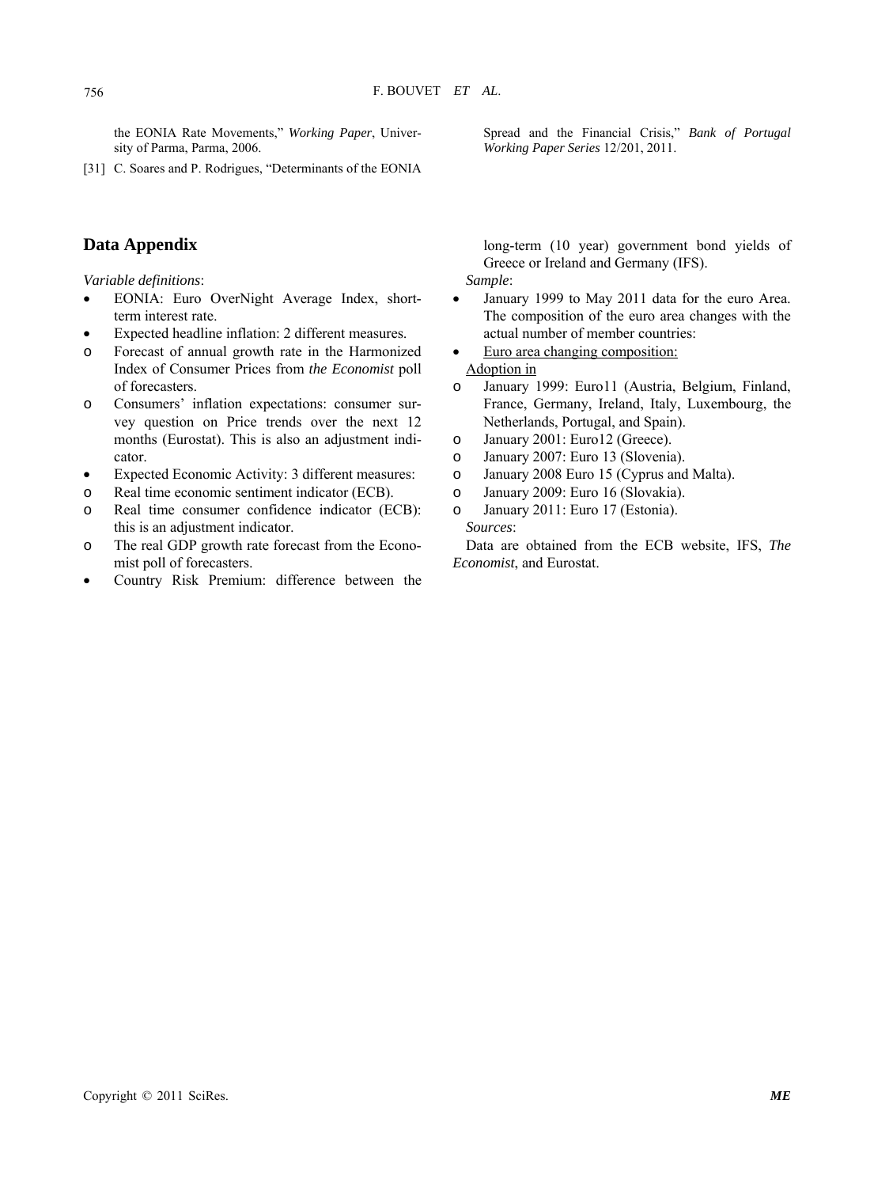the EONIA Rate Movements," *Working Paper*, University of Parma, Parma, 2006.

[31] C. Soares and P. Rodrigues, "Determinants of the EONIA Spread and the Financial Crisis," *Bank of Portugal Working Paper Series* 12/201, 2011.

## Data Appendix

*Variable definitions*:

- EONIA: Euro OverNight Average Index, short-term interest rate.
- Expected headline inflation: 2 different measures.
  - Forecast of annual growth rate in the Harmonized Index of Consumer Prices from *the Economist* poll of forecasters.
  - Consumers' inflation expectations: consumer survey question on Price trends over the next 12 months (Eurostat). This is also an adjustment indicator.
- Expected Economic Activity: 3 different measures:
  - Real time economic sentiment indicator (ECB).
  - Real time consumer confidence indicator (ECB): this is an adjustment indicator.
  - The real GDP growth rate forecast from the Economist poll of forecasters.
- Country Risk Premium: difference between the long-term (10 year) government bond yields of Greece or Ireland and Germany (IFS).

*Sample*:

- January 1999 to May 2011 data for the euro Area. The composition of the euro area changes with the actual number of member countries:
- Euro area changing composition:

Adoption in

  - January 1999: Euro11 (Austria, Belgium, Finland, France, Germany, Ireland, Italy, Luxembourg, the Netherlands, Portugal, and Spain).
  - January 2001: Euro12 (Greece).
  - January 2007: Euro 13 (Slovenia).
  - January 2008 Euro 15 (Cyprus and Malta).
  - January 2009: Euro 16 (Slovakia).
  - January 2011: Euro 17 (Estonia).

*Sources*:

Data are obtained from the ECB website, IFS, *The Economist*, and Eurostat.